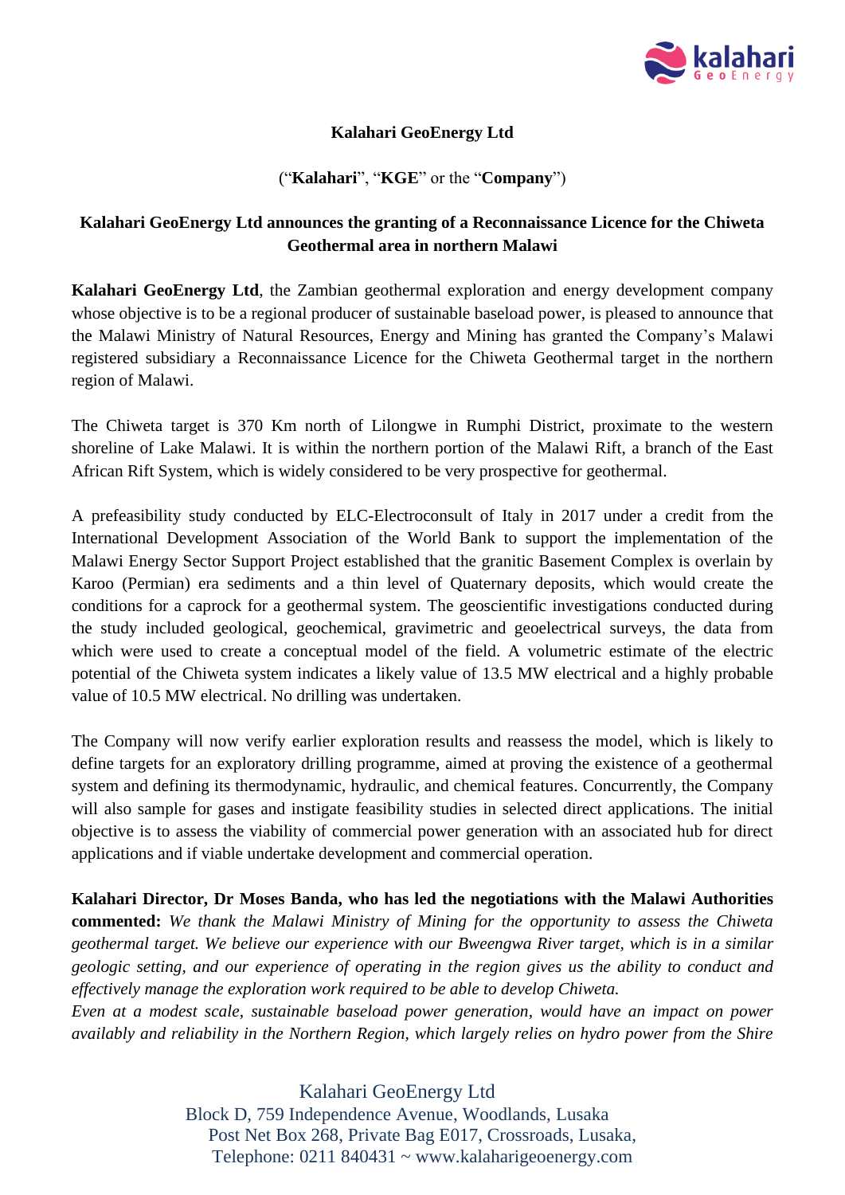**Kalahari GeoEnergy Ltd**

(“**Kalahari**”, “**KGE**” or the “**Company**”)

**Kalahari GeoEnergy Ltd announces the granting of a Reconnaissance Licence for the Chiweta Geothermal area in northern Malawi**

**Kalahari GeoEnergy Ltd**, the Zambian geothermal exploration and energy development company whose objective is to be a regional producer of sustainable baseload power, is pleased to announce that the Malawi Ministry of Natural Resources, Energy and Mining has granted the Company’s Malawi registered subsidiary a Reconnaissance Licence for the Chiweta Geothermal target in the northern region of Malawi.

The Chiweta target is 370 Km north of Lilongwe in Rumphi District, proximate to the western shoreline of Lake Malawi. It is within the northern portion of the Malawi Rift, a branch of the East African Rift System, which is widely considered to be very prospective for geothermal.

A prefeasibility study conducted by ELC-Electroconsult of Italy in 2017 under a credit from the International Development Association of the World Bank to support the implementation of the Malawi Energy Sector Support Project established that the granitic Basement Complex is overlain by Karoo (Permian) era sediments and a thin level of Quaternary deposits, which would create the conditions for a caprock for a geothermal system. The geoscientific investigations conducted during the study included geological, geochemical, gravimetric and geoelectrical surveys, the data from which were used to create a conceptual model of the field. A volumetric estimate of the electric potential of the Chiweta system indicates a likely value of 13.5 MW electrical and a highly probable value of 10.5 MW electrical. No drilling was undertaken.

The Company will now verify earlier exploration results and reassess the model, which is likely to define targets for an exploratory drilling programme, aimed at proving the existence of a geothermal system and defining its thermodynamic, hydraulic, and chemical features. Concurrently, the Company will also sample for gases and instigate feasibility studies in selected direct applications. The initial objective is to assess the viability of commercial power generation with an associated hub for direct applications and if viable undertake development and commercial operation.

**Kalahari Director, Dr Moses Banda, who has led the negotiations with the Malawi Authorities commented:** *We thank the Malawi Ministry of Mining for the opportunity to assess the Chiweta geothermal target. We believe our experience with our Bweengwa River target, which is in a similar geologic setting, and our experience of operating in the region gives us the ability to conduct and effectively manage the exploration work required to be able to develop Chiweta.*

*Even at a modest scale, sustainable baseload power generation, would have an impact on power availably and reliability in the Northern Region, which largely relies on hydro power from the Shire*

Kalahari GeoEnergy Ltd
Block D, 759 Independence Avenue, Woodlands, Lusaka
Post Net Box 268, Private Bag E017, Crossroads, Lusaka,
Telephone: 0211 840431 ~ www.kalaharigeoenergy.com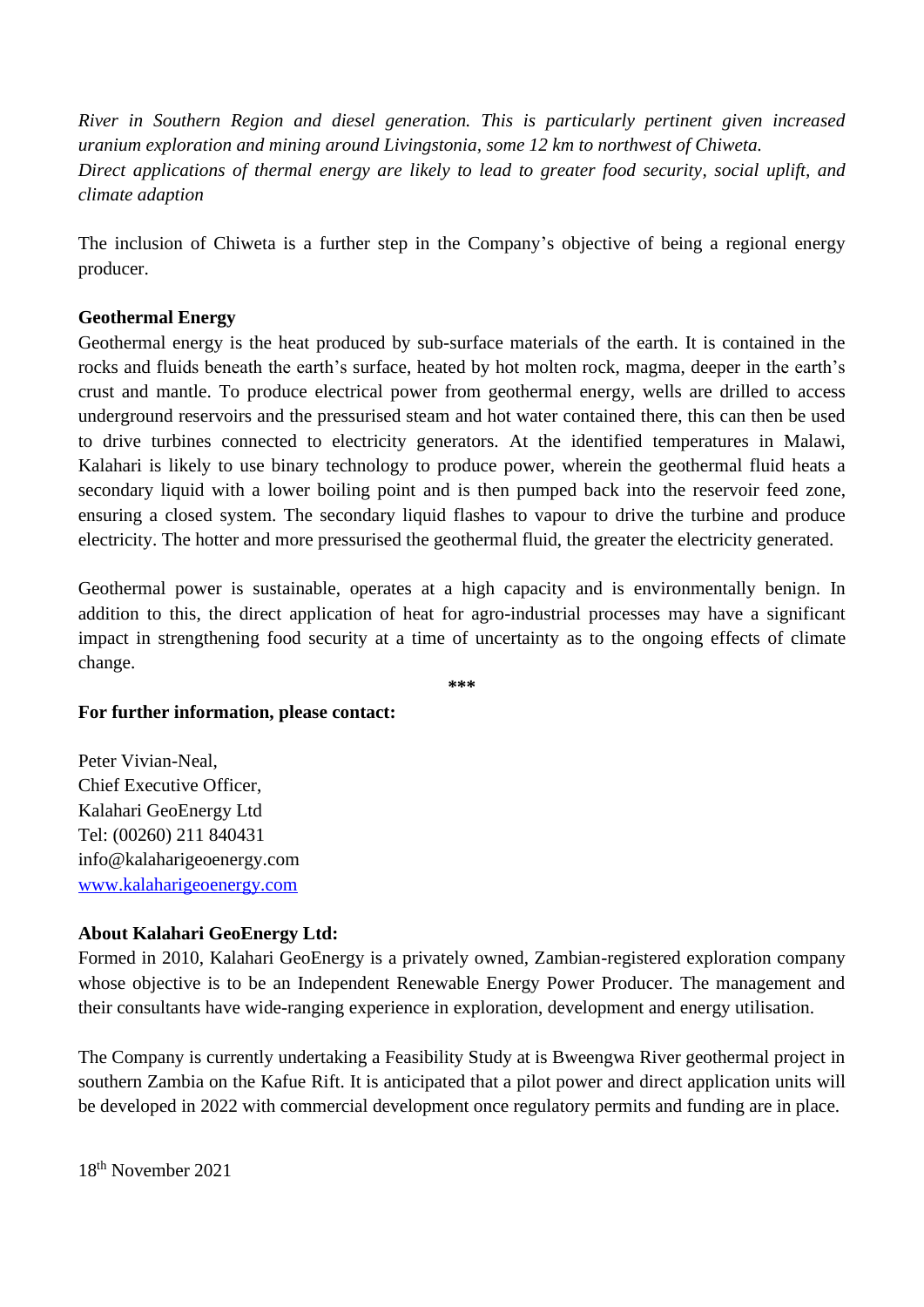*River in Southern Region and diesel generation. This is particularly pertinent given increased uranium exploration and mining around Livingstonia, some 12 km to northwest of Chiweta.*
*Direct applications of thermal energy are likely to lead to greater food security, social uplift, and climate adaption*

The inclusion of Chiweta is a further step in the Company's objective of being a regional energy producer.

**Geothermal Energy**

Geothermal energy is the heat produced by sub-surface materials of the earth. It is contained in the rocks and fluids beneath the earth's surface, heated by hot molten rock, magma, deeper in the earth's crust and mantle. To produce electrical power from geothermal energy, wells are drilled to access underground reservoirs and the pressurised steam and hot water contained there, this can then be used to drive turbines connected to electricity generators. At the identified temperatures in Malawi, Kalahari is likely to use binary technology to produce power, wherein the geothermal fluid heats a secondary liquid with a lower boiling point and is then pumped back into the reservoir feed zone, ensuring a closed system. The secondary liquid flashes to vapour to drive the turbine and produce electricity. The hotter and more pressurised the geothermal fluid, the greater the electricity generated.

Geothermal power is sustainable, operates at a high capacity and is environmentally benign. In addition to this, the direct application of heat for agro-industrial processes may have a significant impact in strengthening food security at a time of uncertainty as to the ongoing effects of climate change.

***

**For further information, please contact:**

Peter Vivian-Neal,
Chief Executive Officer,
Kalahari GeoEnergy Ltd
Tel: (00260) 211 840431
info@kalaharigeoenergy.com
[www.kalaharigeoenergy.com](http://www.kalaharigeoenergy.com)

**About Kalahari GeoEnergy Ltd:**

Formed in 2010, Kalahari GeoEnergy is a privately owned, Zambian-registered exploration company whose objective is to be an Independent Renewable Energy Power Producer. The management and their consultants have wide-ranging experience in exploration, development and energy utilisation.

The Company is currently undertaking a Feasibility Study at is Bweengwa River geothermal project in southern Zambia on the Kafue Rift. It is anticipated that a pilot power and direct application units will be developed in 2022 with commercial development once regulatory permits and funding are in place.

18th November 2021